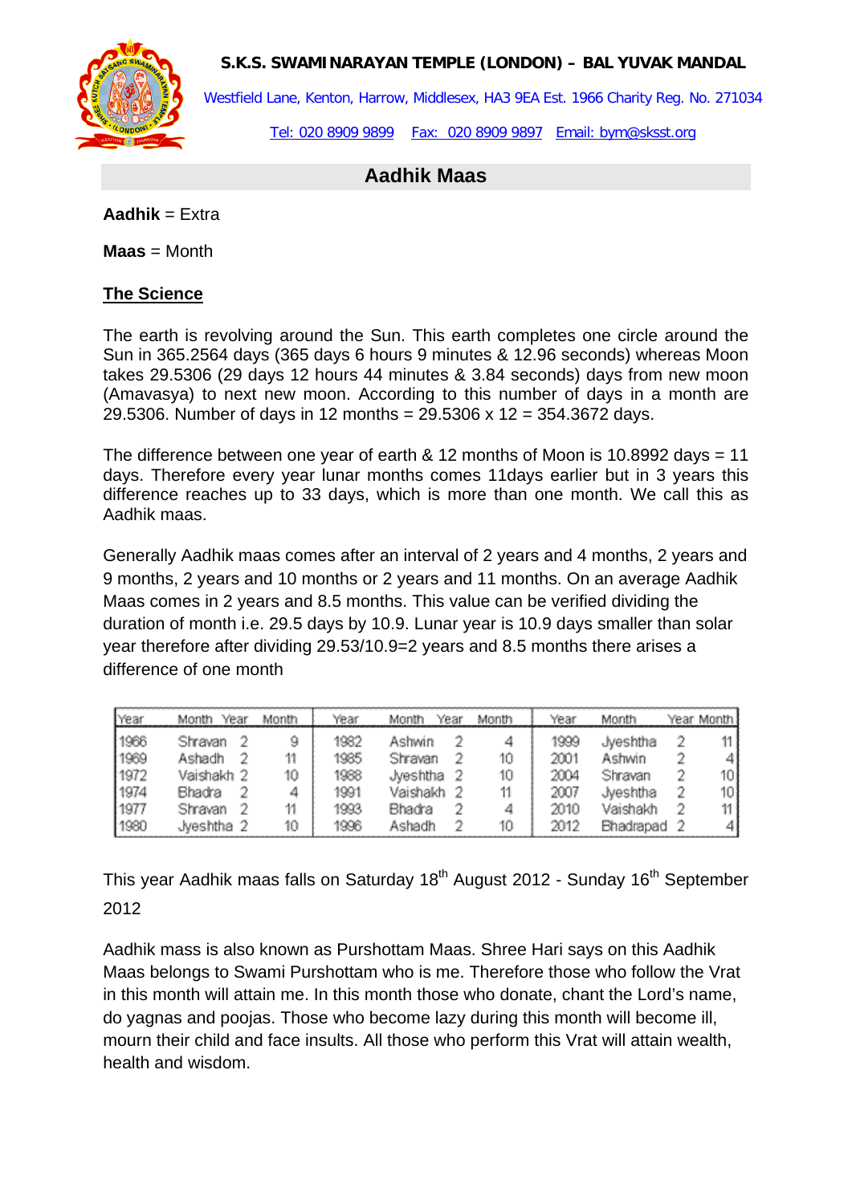**S.K.S. SWAMINARAYAN TEMPLE (LONDON) – BAL YUVAK MANDAL**

Westfield Lane, Kenton, Harrow, Middlesex, HA3 9EA Est. 1966 Charity Reg. No. 271034

Tel: 020 8909 9899 Fax: 020 8909 9897 Email: bym@sksst.org

## Aadhik Maas

**Aadhik** = Extra

**Maas** = Month

### The Science

The earth is revolving around the Sun. This earth completes one circle around the Sun in 365.2564 days (365 days 6 hours 9 minutes & 12.96 seconds) whereas Moon takes 29.5306 (29 days 12 hours 44 minutes & 3.84 seconds) days from new moon (Amavasya) to next new moon. According to this number of days in a month are 29.5306. Number of days in 12 months = 29.5306 x 12 = 354.3672 days.

The difference between one year of earth & 12 months of Moon is 10.8992 days = 11 days. Therefore every year lunar months comes 11days earlier but in 3 years this difference reaches up to 33 days, which is more than one month. We call this as Aadhik maas.

Generally Aadhik maas comes after an interval of 2 years and 4 months, 2 years and 9 months, 2 years and 10 months or 2 years and 11 months. On an average Aadhik Maas comes in 2 years and 8.5 months. This value can be verified dividing the duration of month i.e. 29.5 days by 10.9. Lunar year is 10.9 days smaller than solar year therefore after dividing 29.53/10.9=2 years and 8.5 months there arises a difference of one month

| Year | Month | Year | Month | Year | Month | Year | Month | Year | Month | Year | Month |
|---|---|---|---|---|---|---|---|---|---|---|---|
| 1966 | Shravan | 2 | 9 | 1982 | Ashwin | 2 | 4 | 1999 | Jyeshtha | 2 | 11 |
| 1969 | Ashadh | 2 | 11 | 1985 | Shravan | 2 | 10 | 2001 | Ashwin | 2 | 4 |
| 1972 | Vaishakh | 2 | 10 | 1988 | Jyeshtha | 2 | 10 | 2004 | Shravan | 2 | 10 |
| 1974 | Bhadra | 2 | 4 | 1991 | Vaishakh | 2 | 11 | 2007 | Jyeshtha | 2 | 10 |
| 1977 | Shravan | 2 | 11 | 1993 | Bhadra | 2 | 4 | 2010 | Vaishakh | 2 | 11 |
| 1980 | Jyeshtha | 2 | 10 | 1996 | Ashadh | 2 | 10 | 2012 | Bhadrapad | 2 | 4 |

This year Aadhik maas falls on Saturday 18th August 2012 - Sunday 16th September 2012

Aadhik mass is also known as Purshottam Maas. Shree Hari says on this Aadhik Maas belongs to Swami Purshottam who is me. Therefore those who follow the Vrat in this month will attain me. In this month those who donate, chant the Lord's name, do yagnas and poojas. Those who become lazy during this month will become ill, mourn their child and face insults. All those who perform this Vrat will attain wealth, health and wisdom.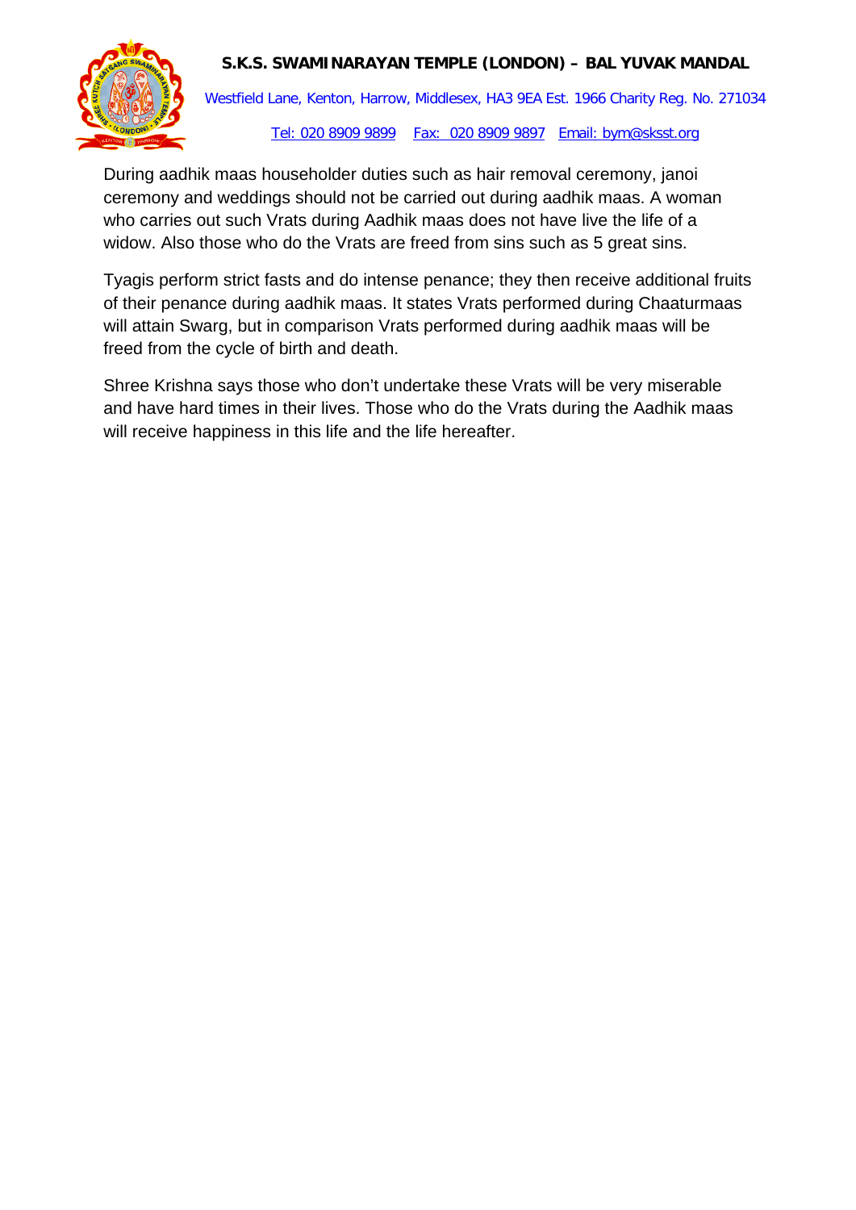During aadhik maas householder duties such as hair removal ceremony, janoi ceremony and weddings should not be carried out during aadhik maas. A woman who carries out such Vrats during Aadhik maas does not have live the life of a widow. Also those who do the Vrats are freed from sins such as 5 great sins.

Tyagis perform strict fasts and do intense penance; they then receive additional fruits of their penance during aadhik maas. It states Vrats performed during Chaaturmaas will attain Swarg, but in comparison Vrats performed during aadhik maas will be freed from the cycle of birth and death.

Shree Krishna says those who don't undertake these Vrats will be very miserable and have hard times in their lives. Those who do the Vrats during the Aadhik maas will receive happiness in this life and the life hereafter.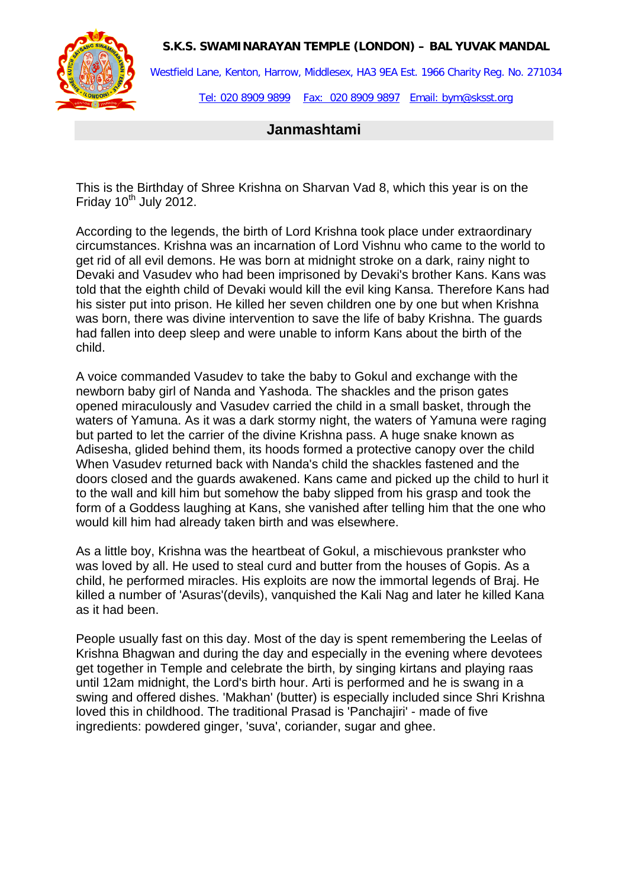**S.K.S. SWAMINARAYAN TEMPLE (LONDON) – BAL YUVAK MANDAL**

Westfield Lane, Kenton, Harrow, Middlesex, HA3 9EA Est. 1966 Charity Reg. No. 271034

Tel: 020 8909 9899 Fax: 020 8909 9897 Email: bym@sksst.org

## Janmashtami

This is the Birthday of Shree Krishna on Sharvan Vad 8, which this year is on the Friday 10th July 2012.

According to the legends, the birth of Lord Krishna took place under extraordinary circumstances. Krishna was an incarnation of Lord Vishnu who came to the world to get rid of all evil demons. He was born at midnight stroke on a dark, rainy night to Devaki and Vasudev who had been imprisoned by Devaki's brother Kans. Kans was told that the eighth child of Devaki would kill the evil king Kansa. Therefore Kans had his sister put into prison. He killed her seven children one by one but when Krishna was born, there was divine intervention to save the life of baby Krishna. The guards had fallen into deep sleep and were unable to inform Kans about the birth of the child.

A voice commanded Vasudev to take the baby to Gokul and exchange with the newborn baby girl of Nanda and Yashoda. The shackles and the prison gates opened miraculously and Vasudev carried the child in a small basket, through the waters of Yamuna. As it was a dark stormy night, the waters of Yamuna were raging but parted to let the carrier of the divine Krishna pass. A huge snake known as Adisesha, glided behind them, its hoods formed a protective canopy over the child When Vasudev returned back with Nanda's child the shackles fastened and the doors closed and the guards awakened. Kans came and picked up the child to hurl it to the wall and kill him but somehow the baby slipped from his grasp and took the form of a Goddess laughing at Kans, she vanished after telling him that the one who would kill him had already taken birth and was elsewhere.

As a little boy, Krishna was the heartbeat of Gokul, a mischievous prankster who was loved by all. He used to steal curd and butter from the houses of Gopis. As a child, he performed miracles. His exploits are now the immortal legends of Braj. He killed a number of 'Asuras'(devils), vanquished the Kali Nag and later he killed Kana as it had been.

People usually fast on this day. Most of the day is spent remembering the Leelas of Krishna Bhagwan and during the day and especially in the evening where devotees get together in Temple and celebrate the birth, by singing kirtans and playing raas until 12am midnight, the Lord's birth hour. Arti is performed and he is swang in a swing and offered dishes. 'Makhan' (butter) is especially included since Shri Krishna loved this in childhood. The traditional Prasad is 'Panchajiri' - made of five ingredients: powdered ginger, 'suva', coriander, sugar and ghee.